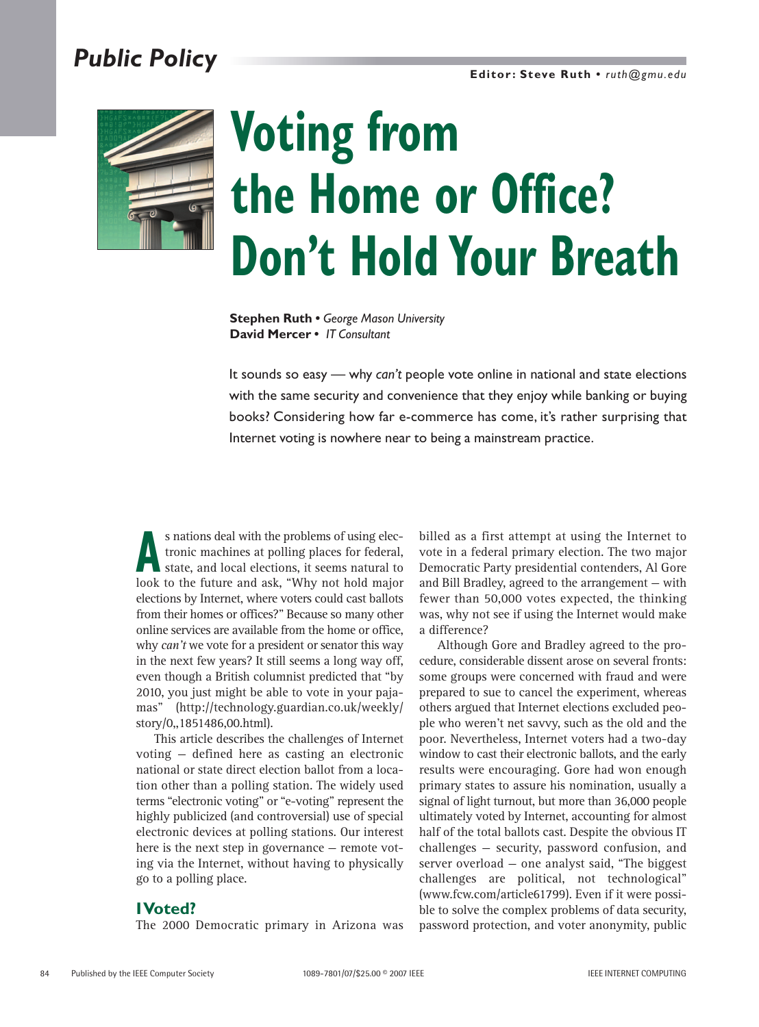# Voting from the Home or Office? Don't Hold Your Breath

**Stephen Ruth** • *George Mason University*
**David Mercer** • *IT Consultant*

It sounds so easy — why *can't* people vote online in national and state elections with the same security and convenience that they enjoy while banking or buying books? Considering how far e-commerce has come, it's rather surprising that Internet voting is nowhere near to being a mainstream practice.

As nations deal with the problems of using electronic machines at polling places for federal, state, and local elections, it seems natural to look to the future and ask, "Why not hold major elections by Internet, where voters could cast ballots from their homes or offices?" Because so many other online services are available from the home or office, why *can't* we vote for a president or senator this way in the next few years? It still seems a long way off, even though a British columnist predicted that "by 2010, you just might be able to vote in your pajamas" (http://technology.guardian.co.uk/weekly/story/0,,1851486,00.html).

This article describes the challenges of Internet voting – defined here as casting an electronic national or state direct election ballot from a location other than a polling station. The widely used terms "electronic voting" or "e-voting" represent the highly publicized (and controversial) use of special electronic devices at polling stations. Our interest here is the next step in governance – remote voting via the Internet, without having to physically go to a polling place.

## I Voted?

The 2000 Democratic primary in Arizona was billed as a first attempt at using the Internet to vote in a federal primary election. The two major Democratic Party presidential contenders, Al Gore and Bill Bradley, agreed to the arrangement – with fewer than 50,000 votes expected, the thinking was, why not see if using the Internet would make a difference?

Although Gore and Bradley agreed to the procedure, considerable dissent arose on several fronts: some groups were concerned with fraud and were prepared to sue to cancel the experiment, whereas others argued that Internet elections excluded people who weren't net savvy, such as the old and the poor. Nevertheless, Internet voters had a two-day window to cast their electronic ballots, and the early results were encouraging. Gore had won enough primary states to assure his nomination, usually a signal of light turnout, but more than 36,000 people ultimately voted by Internet, accounting for almost half of the total ballots cast. Despite the obvious IT challenges – security, password confusion, and server overload – one analyst said, "The biggest challenges are political, not technological" (www.fcw.com/article61799). Even if it were possible to solve the complex problems of data security, password protection, and voter anonymity, public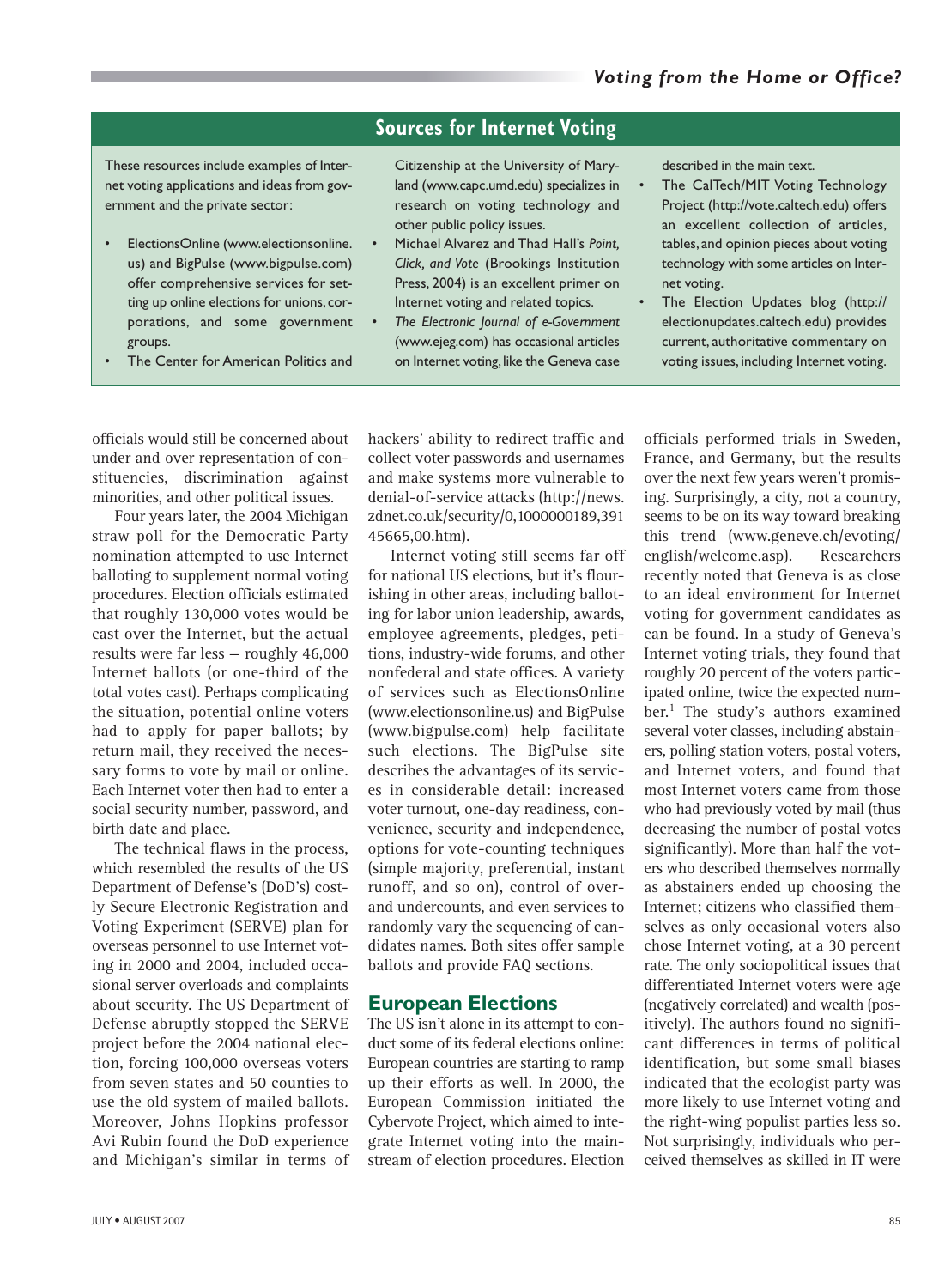## Sources for Internet Voting

These resources include examples of Internet voting applications and ideas from government and the private sector:

- ElectionsOnline (www.electionsonline.us) and BigPulse (www.bigpulse.com) offer comprehensive services for setting up online elections for unions, corporations, and some government groups.
- The Center for American Politics and Citizenship at the University of Maryland (www.capc.umd.edu) specializes in research on voting technology and other public policy issues.
- Michael Alvarez and Thad Hall's *Point, Click, and Vote* (Brookings Institution Press, 2004) is an excellent primer on Internet voting and related topics.
- *The Electronic Journal of e-Government* (www.ejeg.com) has occasional articles on Internet voting, like the Geneva case described in the main text.
- The CalTech/MIT Voting Technology Project (http://vote.caltech.edu) offers an excellent collection of articles, tables, and opinion pieces about voting technology with some articles on Internet voting.
- The Election Updates blog (http://electionupdates.caltech.edu) provides current, authoritative commentary on voting issues, including Internet voting.

officials would still be concerned about under and over representation of constituencies, discrimination against minorities, and other political issues.

Four years later, the 2004 Michigan straw poll for the Democratic Party nomination attempted to use Internet balloting to supplement normal voting procedures. Election officials estimated that roughly 130,000 votes would be cast over the Internet, but the actual results were far less — roughly 46,000 Internet ballots (or one-third of the total votes cast). Perhaps complicating the situation, potential online voters had to apply for paper ballots; by return mail, they received the necessary forms to vote by mail or online. Each Internet voter then had to enter a social security number, password, and birth date and place.

The technical flaws in the process, which resembled the results of the US Department of Defense's (DoD's) costly Secure Electronic Registration and Voting Experiment (SERVE) plan for overseas personnel to use Internet voting in 2000 and 2004, included occasional server overloads and complaints about security. The US Department of Defense abruptly stopped the SERVE project before the 2004 national election, forcing 100,000 overseas voters from seven states and 50 counties to use the old system of mailed ballots. Moreover, Johns Hopkins professor Avi Rubin found the DoD experience and Michigan's similar in terms of hackers' ability to redirect traffic and collect voter passwords and usernames and make systems more vulnerable to denial-of-service attacks (http://news.zdnet.co.uk/security/0,1000000189,39145665,00.htm).

Internet voting still seems far off for national US elections, but it's flourishing in other areas, including balloting for labor union leadership, awards, employee agreements, pledges, petitions, industry-wide forums, and other nonfederal and state offices. A variety of services such as ElectionsOnline (www.electionsonline.us) and BigPulse (www.bigpulse.com) help facilitate such elections. The BigPulse site describes the advantages of its services in considerable detail: increased voter turnout, one-day readiness, convenience, security and independence, options for vote-counting techniques (simple majority, preferential, instant runoff, and so on), control of over- and undercounts, and even services to randomly vary the sequencing of candidates names. Both sites offer sample ballots and provide FAQ sections.

## European Elections

The US isn't alone in its attempt to conduct some of its federal elections online: European countries are starting to ramp up their efforts as well. In 2000, the European Commission initiated the Cybervote Project, which aimed to integrate Internet voting into the mainstream of election procedures. Election officials performed trials in Sweden, France, and Germany, but the results over the next few years weren't promising. Surprisingly, a city, not a country, seems to be on its way toward breaking this trend (www.geneve.ch/evoting/english/welcome.asp). Researchers recently noted that Geneva is as close to an ideal environment for Internet voting for government candidates as can be found. In a study of Geneva's Internet voting trials, they found that roughly 20 percent of the voters participated online, twice the expected number.[1] The study's authors examined several voter classes, including abstainers, polling station voters, postal voters, and Internet voters, and found that most Internet voters came from those who had previously voted by mail (thus decreasing the number of postal votes significantly). More than half the voters who described themselves normally as abstainers ended up choosing the Internet; citizens who classified themselves as only occasional voters also chose Internet voting, at a 30 percent rate. The only sociopolitical issues that differentiated Internet voters were age (negatively correlated) and wealth (positively). The authors found no significant differences in terms of political identification, but some small biases indicated that the ecologist party was more likely to use Internet voting and the right-wing populist parties less so. Not surprisingly, individuals who perceived themselves as skilled in IT were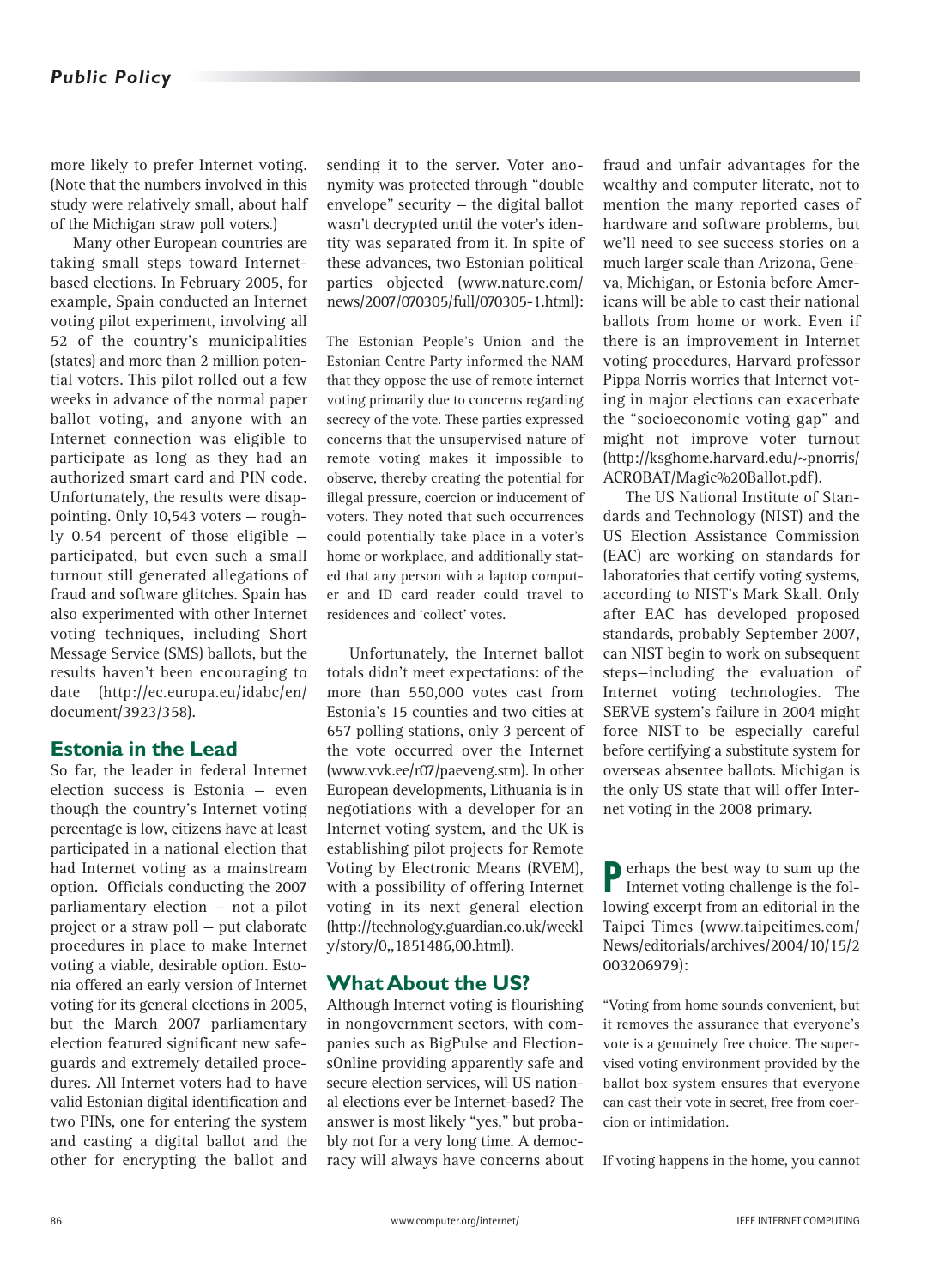more likely to prefer Internet voting. (Note that the numbers involved in this study were relatively small, about half of the Michigan straw poll voters.)

Many other European countries are taking small steps toward Internet-based elections. In February 2005, for example, Spain conducted an Internet voting pilot experiment, involving all 52 of the country's municipalities (states) and more than 2 million potential voters. This pilot rolled out a few weeks in advance of the normal paper ballot voting, and anyone with an Internet connection was eligible to participate as long as they had an authorized smart card and PIN code. Unfortunately, the results were disappointing. Only 10,543 voters — roughly 0.54 percent of those eligible — participated, but even such a small turnout still generated allegations of fraud and software glitches. Spain has also experimented with other Internet voting techniques, including Short Message Service (SMS) ballots, but the results haven't been encouraging to date (http://ec.europa.eu/idabc/en/document/3923/358).

## Estonia in the Lead

So far, the leader in federal Internet election success is Estonia — even though the country's Internet voting percentage is low, citizens have at least participated in a national election that had Internet voting as a mainstream option. Officials conducting the 2007 parliamentary election — not a pilot project or a straw poll — put elaborate procedures in place to make Internet voting a viable, desirable option. Estonia offered an early version of Internet voting for its general elections in 2005, but the March 2007 parliamentary election featured significant new safeguards and extremely detailed procedures. All Internet voters had to have valid Estonian digital identification and two PINs, one for entering the system and casting a digital ballot and the other for encrypting the ballot and sending it to the server. Voter anonymity was protected through "double envelope" security — the digital ballot wasn't decrypted until the voter's identity was separated from it. In spite of these advances, two Estonian political parties objected (www.nature.com/news/2007/070305/full/070305-1.html):

> The Estonian People's Union and the Estonian Centre Party informed the NAM that they oppose the use of remote internet voting primarily due to concerns regarding secrecy of the vote. These parties expressed concerns that the unsupervised nature of remote voting makes it impossible to observe, thereby creating the potential for illegal pressure, coercion or inducement of voters. They noted that such occurrences could potentially take place in a voter's home or workplace, and additionally stated that any person with a laptop computer and ID card reader could travel to residences and 'collect' votes.

Unfortunately, the Internet ballot totals didn't meet expectations: of the more than 550,000 votes cast from Estonia's 15 counties and two cities at 657 polling stations, only 3 percent of the vote occurred over the Internet (www.vvk.ee/r07/paeveng.stm). In other European developments, Lithuania is in negotiations with a developer for an Internet voting system, and the UK is establishing pilot projects for Remote Voting by Electronic Means (RVEM), with a possibility of offering Internet voting in its next general election (http://technology.guardian.co.uk/weekly/story/0,,1851486,00.html).

## What About the US?

Although Internet voting is flourishing in nongovernment sectors, with companies such as BigPulse and ElectionsOnline providing apparently safe and secure election services, will US national elections ever be Internet-based? The answer is most likely "yes," but probably not for a very long time. A democracy will always have concerns about fraud and unfair advantages for the wealthy and computer literate, not to mention the many reported cases of hardware and software problems, but we'll need to see success stories on a much larger scale than Arizona, Geneva, Michigan, or Estonia before Americans will be able to cast their national ballots from home or work. Even if there is an improvement in Internet voting procedures, Harvard professor Pippa Norris worries that Internet voting in major elections can exacerbate the "socioeconomic voting gap" and might not improve voter turnout (http://ksghome.harvard.edu/~pnorris/ACROBAT/Magic%20Ballot.pdf).

The US National Institute of Standards and Technology (NIST) and the US Election Assistance Commission (EAC) are working on standards for laboratories that certify voting systems, according to NIST's Mark Skall. Only after EAC has developed proposed standards, probably September 2007, can NIST begin to work on subsequent steps—including the evaluation of Internet voting technologies. The SERVE system's failure in 2004 might force NIST to be especially careful before certifying a substitute system for overseas absentee ballots. Michigan is the only US state that will offer Internet voting in the 2008 primary.

Perhaps the best way to sum up the Internet voting challenge is the following excerpt from an editorial in the Taipei Times (www.taipeitimes.com/News/editorials/archives/2004/10/15/2003206979):

> "Voting from home sounds convenient, but it removes the assurance that everyone's vote is a genuinely free choice. The supervised voting environment provided by the ballot box system ensures that everyone can cast their vote in secret, free from coercion or intimidation.
>
> If voting happens in the home, you cannot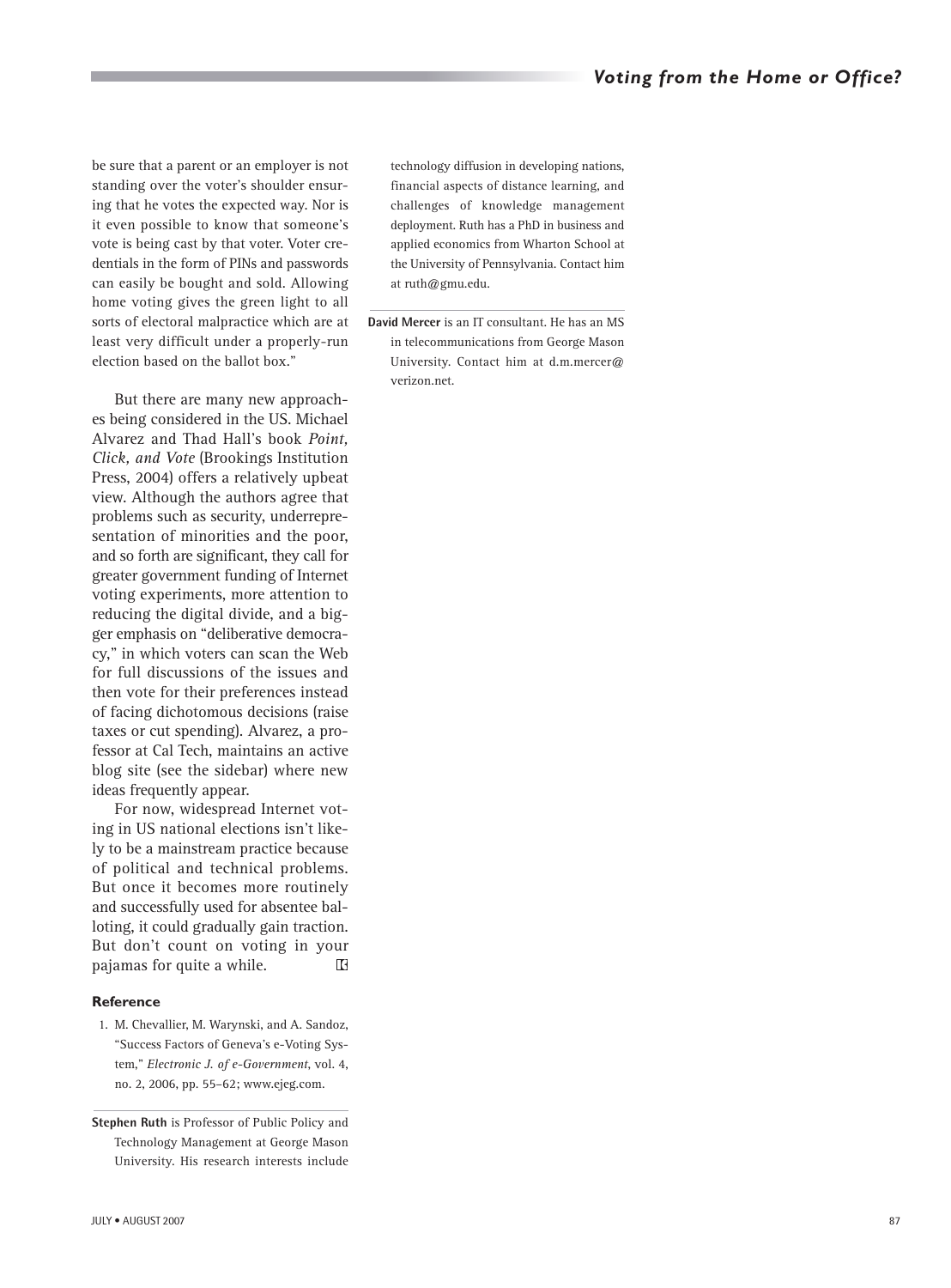be sure that a parent or an employer is not standing over the voter's shoulder ensuring that he votes the expected way. Nor is it even possible to know that someone's vote is being cast by that voter. Voter credentials in the form of PINs and passwords can easily be bought and sold. Allowing home voting gives the green light to all sorts of electoral malpractice which are at least very difficult under a properly-run election based on the ballot box."

But there are many new approaches being considered in the US. Michael Alvarez and Thad Hall's book *Point, Click, and Vote* (Brookings Institution Press, 2004) offers a relatively upbeat view. Although the authors agree that problems such as security, underrepresentation of minorities and the poor, and so forth are significant, they call for greater government funding of Internet voting experiments, more attention to reducing the digital divide, and a bigger emphasis on "deliberative democracy," in which voters can scan the Web for full discussions of the issues and then vote for their preferences instead of facing dichotomous decisions (raise taxes or cut spending). Alvarez, a professor at Cal Tech, maintains an active blog site (see the sidebar) where new ideas frequently appear.

For now, widespread Internet voting in US national elections isn't likely to be a mainstream practice because of political and technical problems. But once it becomes more routinely and successfully used for absentee balloting, it could gradually gain traction. But don't count on voting in your pajamas for quite a while.

## Reference

1. M. Chevallier, M. Warynski, and A. Sandoz, "Success Factors of Geneva's e-Voting System," *Electronic J. of e-Government*, vol. 4, no. 2, 2006, pp. 55–62; www.ejeg.com.

**Stephen Ruth** is Professor of Public Policy and Technology Management at George Mason University. His research interests include technology diffusion in developing nations, financial aspects of distance learning, and challenges of knowledge management deployment. Ruth has a PhD in business and applied economics from Wharton School at the University of Pennsylvania. Contact him at ruth@gmu.edu.

**David Mercer** is an IT consultant. He has an MS in telecommunications from George Mason University. Contact him at d.m.mercer@verizon.net.